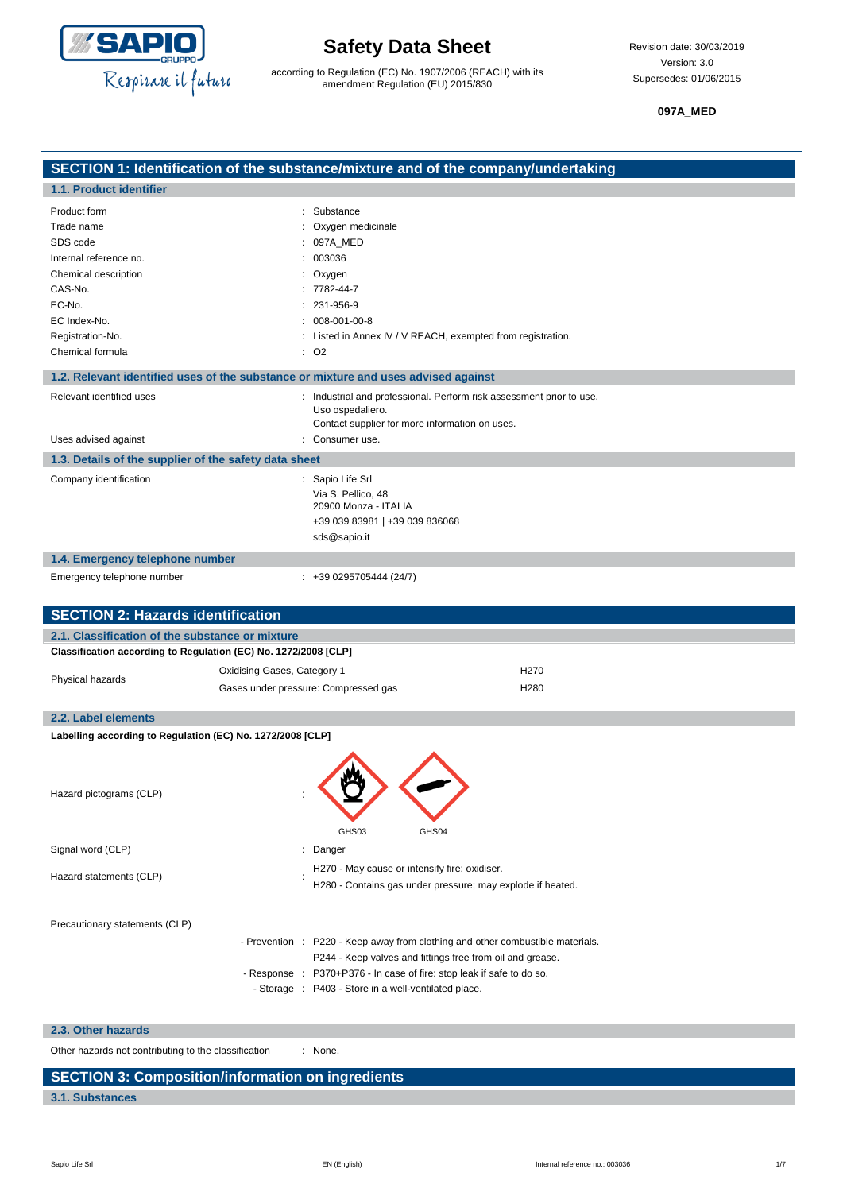# Safety Data Sheet

according to Regulation (EC) No. 1907/2006 (REACH) with its amendment Regulation (EU) 2015/830

Revision date: 30/03/2019
Version: 3.0
Supersedes: 01/06/2015

**097A_MED**

## SECTION 1: Identification of the substance/mixture and of the company/undertaking

### 1.1. Product identifier

| | |
|---|---|
| Product form | : Substance |
| Trade name | : Oxygen medicinale |
| SDS code | : 097A_MED |
| Internal reference no. | : 003036 |
| Chemical description | : Oxygen |
| CAS-No. | : 7782-44-7 |
| EC-No. | : 231-956-9 |
| EC Index-No. | : 008-001-00-8 |
| Registration-No. | : Listed in Annex IV / V REACH, exempted from registration. |
| Chemical formula | : $O_2$ |

### 1.2. Relevant identified uses of the substance or mixture and uses advised against

| | |
|---|---|
| Relevant identified uses | : Industrial and professional. Perform risk assessment prior to use. Uso ospedaliero. Contact supplier for more information on uses. |
| Uses advised against | : Consumer use. |

### 1.3. Details of the supplier of the safety data sheet

Company identification : Sapio Life Srl
Via S. Pellico, 48
20900 Monza - ITALIA
+39 039 83981 | +39 039 836068
sds@sapio.it

### 1.4. Emergency telephone number

Emergency telephone number : +39 0295705444 (24/7)

## SECTION 2: Hazards identification

### 2.1. Classification of the substance or mixture

**Classification according to Regulation (EC) No. 1272/2008 [CLP]**

| | | |
|---|---|---|
| Physical hazards | Oxidising Gases, Category 1 | H270 |
| | Gases under pressure: Compressed gas | H280 |

### 2.2. Label elements

**Labelling according to Regulation (EC) No. 1272/2008 [CLP]**

Hazard pictograms (CLP) :

GHS03 GHS04

Signal word (CLP) : Danger

Hazard statements (CLP) :
H270 - May cause or intensify fire; oxidiser.
H280 - Contains gas under pressure; may explode if heated.

Precautionary statements (CLP)

- Prevention : P220 - Keep away from clothing and other combustible materials.
  P244 - Keep valves and fittings free from oil and grease.
- Response : P370+P376 - In case of fire: stop leak if safe to do so.
- Storage : P403 - Store in a well-ventilated place.

### 2.3. Other hazards

Other hazards not contributing to the classification : None.

## SECTION 3: Composition/information on ingredients

### 3.1. Substances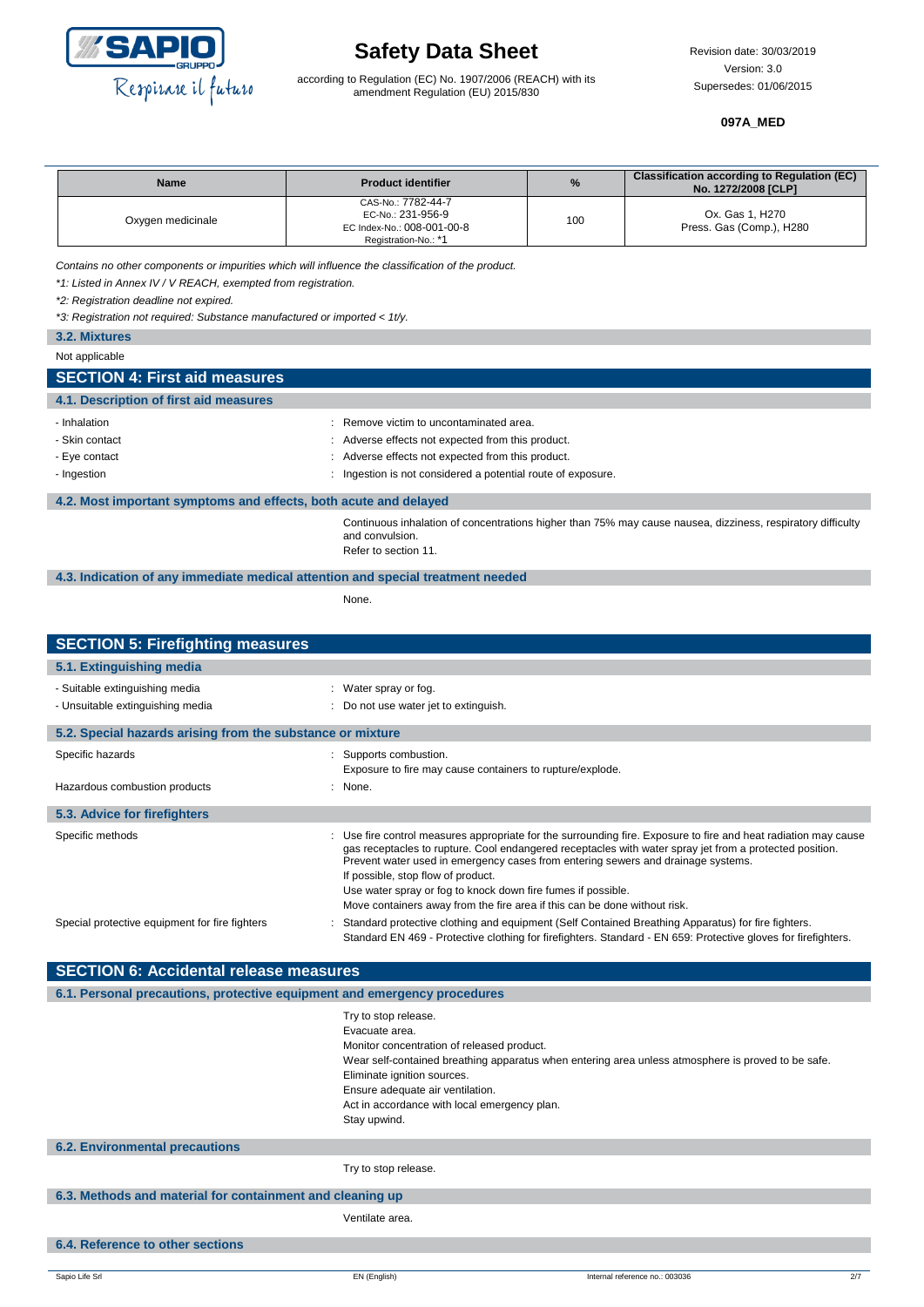| Name | Product identifier | % | Classification according to Regulation (EC) No. 1272/2008 [CLP] |
|---|---|---|---|
| Oxygen medicinale | CAS-No.: 7782-44-7<br>EC-No.: 231-956-9<br>EC Index-No.: 008-001-00-8<br>Registration-No.: *1 | 100 | Ox. Gas 1, H270<br>Press. Gas (Comp.), H280 |

*Contains no other components or impurities which will influence the classification of the product.*

*\*1: Listed in Annex IV / V REACH, exempted from registration.*

*\*2: Registration deadline not expired.*

*\*3: Registration not required: Substance manufactured or imported < 1t/y.*

### 3.2. Mixtures

Not applicable

## SECTION 4: First aid measures

### 4.1. Description of first aid measures

- Inhalation : Remove victim to uncontaminated area.
- Skin contact : Adverse effects not expected from this product.
- Eye contact : Adverse effects not expected from this product.
- Ingestion : Ingestion is not considered a potential route of exposure.

### 4.2. Most important symptoms and effects, both acute and delayed

Continuous inhalation of concentrations higher than 75% may cause nausea, dizziness, respiratory difficulty and convulsion.
Refer to section 11.

### 4.3. Indication of any immediate medical attention and special treatment needed

None.

## SECTION 5: Firefighting measures

### 5.1. Extinguishing media

- Suitable extinguishing media : Water spray or fog.
- Unsuitable extinguishing media : Do not use water jet to extinguish.

### 5.2. Special hazards arising from the substance or mixture

Specific hazards : Supports combustion.
Exposure to fire may cause containers to rupture/explode.

Hazardous combustion products : None.

### 5.3. Advice for firefighters

Specific methods : Use fire control measures appropriate for the surrounding fire. Exposure to fire and heat radiation may cause gas receptacles to rupture. Cool endangered receptacles with water spray jet from a protected position. Prevent water used in emergency cases from entering sewers and drainage systems.
If possible, stop flow of product.
Use water spray or fog to knock down fire fumes if possible.
Move containers away from the fire area if this can be done without risk.

Special protective equipment for fire fighters : Standard protective clothing and equipment (Self Contained Breathing Apparatus) for fire fighters.
Standard EN 469 - Protective clothing for firefighters. Standard - EN 659: Protective gloves for firefighters.

## SECTION 6: Accidental release measures

### 6.1. Personal precautions, protective equipment and emergency procedures

Try to stop release.
Evacuate area.
Monitor concentration of released product.
Wear self-contained breathing apparatus when entering area unless atmosphere is proved to be safe.
Eliminate ignition sources.
Ensure adequate air ventilation.
Act in accordance with local emergency plan.
Stay upwind.

### 6.2. Environmental precautions

Try to stop release.

### 6.3. Methods and material for containment and cleaning up

Ventilate area.

### 6.4. Reference to other sections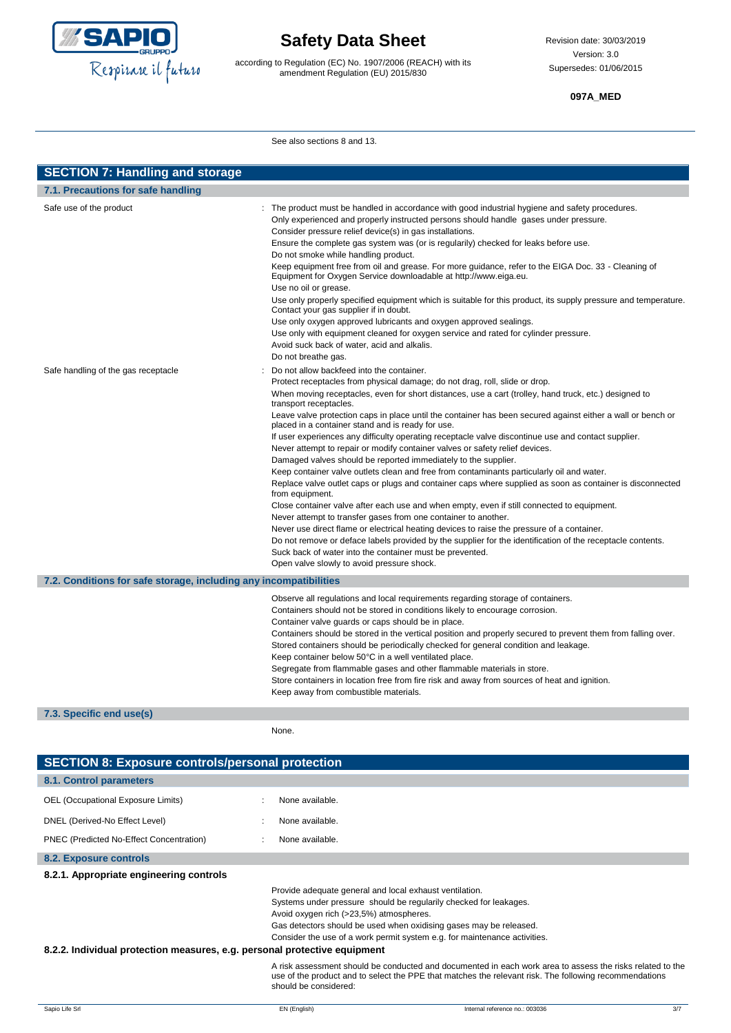See also sections 8 and 13.

## SECTION 7: Handling and storage

### 7.1. Precautions for safe handling

Safe use of the product :
The product must be handled in accordance with good industrial hygiene and safety procedures.
Only experienced and properly instructed persons should handle gases under pressure.
Consider pressure relief device(s) in gas installations.
Ensure the complete gas system was (or is regularily) checked for leaks before use.
Do not smoke while handling product.
Keep equipment free from oil and grease. For more guidance, refer to the EIGA Doc. 33 - Cleaning of Equipment for Oxygen Service downloadable at http://www.eiga.eu.
Use no oil or grease.
Use only properly specified equipment which is suitable for this product, its supply pressure and temperature. Contact your gas supplier if in doubt.
Use only oxygen approved lubricants and oxygen approved sealings.
Use only with equipment cleaned for oxygen service and rated for cylinder pressure.
Avoid suck back of water, acid and alkalis.
Do not breathe gas.

Safe handling of the gas receptacle :
Do not allow backfeed into the container.
Protect receptacles from physical damage; do not drag, roll, slide or drop.
When moving receptacles, even for short distances, use a cart (trolley, hand truck, etc.) designed to transport receptacles.
Leave valve protection caps in place until the container has been secured against either a wall or bench or placed in a container stand and is ready for use.
If user experiences any difficulty operating receptacle valve discontinue use and contact supplier.
Never attempt to repair or modify container valves or safety relief devices.
Damaged valves should be reported immediately to the supplier.
Keep container valve outlets clean and free from contaminants particularly oil and water.
Replace valve outlet caps or plugs and container caps where supplied as soon as container is disconnected from equipment.
Close container valve after each use and when empty, even if still connected to equipment.
Never attempt to transfer gases from one container to another.
Never use direct flame or electrical heating devices to raise the pressure of a container.
Do not remove or deface labels provided by the supplier for the identification of the receptacle contents.
Suck back of water into the container must be prevented.
Open valve slowly to avoid pressure shock.

### 7.2. Conditions for safe storage, including any incompatibilities

Observe all regulations and local requirements regarding storage of containers.
Containers should not be stored in conditions likely to encourage corrosion.
Container valve guards or caps should be in place.
Containers should be stored in the vertical position and properly secured to prevent them from falling over.
Stored containers should be periodically checked for general condition and leakage.
Keep container below 50°C in a well ventilated place.
Segregate from flammable gases and other flammable materials in store.
Store containers in location free from fire risk and away from sources of heat and ignition.
Keep away from combustible materials.

### 7.3. Specific end use(s)

None.

## SECTION 8: Exposure controls/personal protection

### 8.1. Control parameters

| | | |
|---|---|---|
| OEL (Occupational Exposure Limits) | : | None available. |
| DNEL (Derived-No Effect Level) | : | None available. |
| PNEC (Predicted No-Effect Concentration) | : | None available. |

### 8.2. Exposure controls

#### 8.2.1. Appropriate engineering controls

Provide adequate general and local exhaust ventilation.
Systems under pressure should be regularily checked for leakages.
Avoid oxygen rich (>23,5%) atmospheres.
Gas detectors should be used when oxidising gases may be released.
Consider the use of a work permit system e.g. for maintenance activities.

#### 8.2.2. Individual protection measures, e.g. personal protective equipment

A risk assessment should be conducted and documented in each work area to assess the risks related to the use of the product and to select the PPE that matches the relevant risk. The following recommendations should be considered: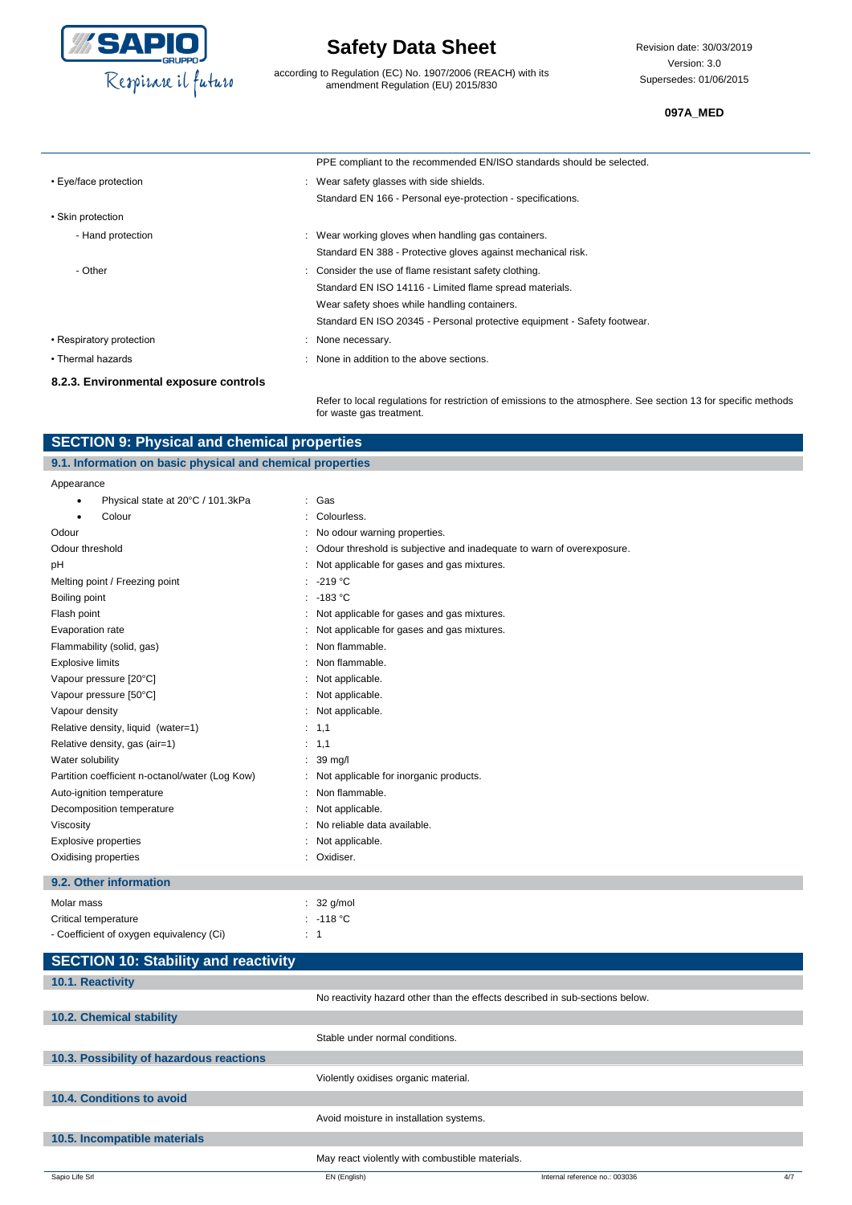PPE compliant to the recommended EN/ISO standards should be selected.

| | |
|---|---|
| • Eye/face protection | : Wear safety glasses with side shields. |
| | Standard EN 166 - Personal eye-protection - specifications. |
| • Skin protection | |
| - Hand protection | : Wear working gloves when handling gas containers. |
| | Standard EN 388 - Protective gloves against mechanical risk. |
| - Other | : Consider the use of flame resistant safety clothing. |
| | Standard EN ISO 14116 - Limited flame spread materials. |
| | Wear safety shoes while handling containers. |
| | Standard EN ISO 20345 - Personal protective equipment - Safety footwear. |
| • Respiratory protection | : None necessary. |
| • Thermal hazards | : None in addition to the above sections. |

#### 8.2.3. Environmental exposure controls

Refer to local regulations for restriction of emissions to the atmosphere. See section 13 for specific methods for waste gas treatment.

## SECTION 9: Physical and chemical properties

### 9.1. Information on basic physical and chemical properties

| | |
|---|---|
| Appearance | |
| • Physical state at 20°C / 101.3kPa | : Gas |
| • Colour | : Colourless. |
| Odour | : No odour warning properties. |
| Odour threshold | : Odour threshold is subjective and inadequate to warn of overexposure. |
| pH | : Not applicable for gases and gas mixtures. |
| Melting point / Freezing point | : -219 °C |
| Boiling point | : -183 °C |
| Flash point | : Not applicable for gases and gas mixtures. |
| Evaporation rate | : Not applicable for gases and gas mixtures. |
| Flammability (solid, gas) | : Non flammable. |
| Explosive limits | : Non flammable. |
| Vapour pressure [20°C] | : Not applicable. |
| Vapour pressure [50°C] | : Not applicable. |
| Vapour density | : Not applicable. |
| Relative density, liquid (water=1) | : 1,1 |
| Relative density, gas (air=1) | : 1,1 |
| Water solubility | : 39 mg/l |
| Partition coefficient n-octanol/water (Log Kow) | : Not applicable for inorganic products. |
| Auto-ignition temperature | : Non flammable. |
| Decomposition temperature | : Not applicable. |
| Viscosity | : No reliable data available. |
| Explosive properties | : Not applicable. |
| Oxidising properties | : Oxidiser. |

### 9.2. Other information

| | |
|---|---|
| Molar mass | : 32 g/mol |
| Critical temperature | : -118 °C |
| - Coefficient of oxygen equivalency (Ci) | : 1 |

## SECTION 10: Stability and reactivity

### 10.1. Reactivity

No reactivity hazard other than the effects described in sub-sections below.

### 10.2. Chemical stability

Stable under normal conditions.

### 10.3. Possibility of hazardous reactions

Violently oxidises organic material.

### 10.4. Conditions to avoid

Avoid moisture in installation systems.

### 10.5. Incompatible materials

May react violently with combustible materials.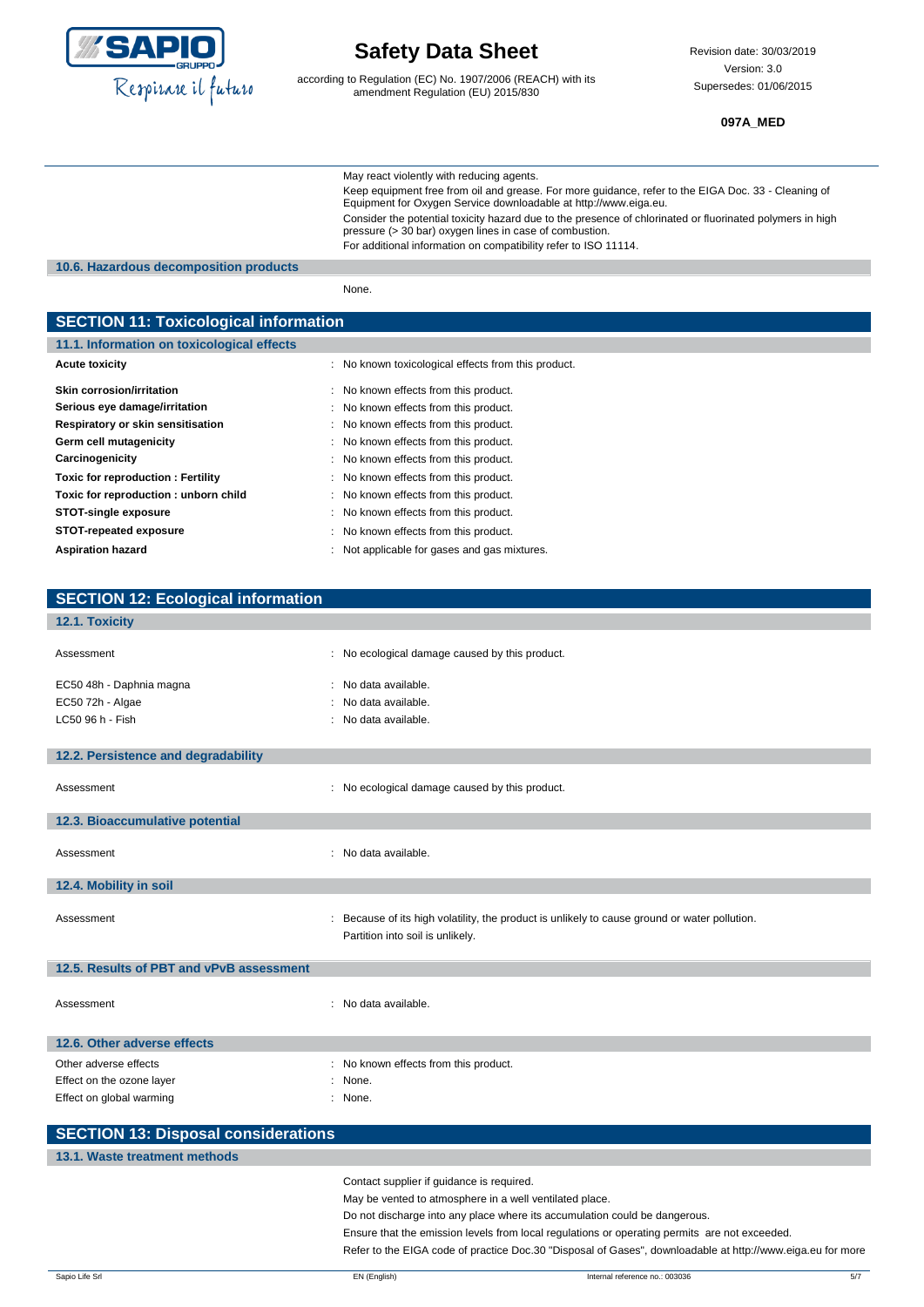May react violently with reducing agents.

Keep equipment free from oil and grease. For more guidance, refer to the EIGA Doc. 33 - Cleaning of Equipment for Oxygen Service downloadable at http://www.eiga.eu.

Consider the potential toxicity hazard due to the presence of chlorinated or fluorinated polymers in high pressure (> 30 bar) oxygen lines in case of combustion.

For additional information on compatibility refer to ISO 11114.

### 10.6. Hazardous decomposition products

None.

## SECTION 11: Toxicological information

### 11.1. Information on toxicological effects

| | |
|---|---|
| **Acute toxicity** | : No known toxicological effects from this product. |
| **Skin corrosion/irritation** | : No known effects from this product. |
| **Serious eye damage/irritation** | : No known effects from this product. |
| **Respiratory or skin sensitisation** | : No known effects from this product. |
| **Germ cell mutagenicity** | : No known effects from this product. |
| **Carcinogenicity** | : No known effects from this product. |
| **Toxic for reproduction : Fertility** | : No known effects from this product. |
| **Toxic for reproduction : unborn child** | : No known effects from this product. |
| **STOT-single exposure** | : No known effects from this product. |
| **STOT-repeated exposure** | : No known effects from this product. |
| **Aspiration hazard** | : Not applicable for gases and gas mixtures. |

## SECTION 12: Ecological information

### 12.1. Toxicity

| | |
|---|---|
| Assessment | : No ecological damage caused by this product. |
| EC50 48h - Daphnia magna | : No data available. |
| EC50 72h - Algae | : No data available. |
| LC50 96 h - Fish | : No data available. |

### 12.2. Persistence and degradability

| | |
|---|---|
| Assessment | : No ecological damage caused by this product. |

### 12.3. Bioaccumulative potential

| | |
|---|---|
| Assessment | : No data available. |

### 12.4. Mobility in soil

| | |
|---|---|
| Assessment | : Because of its high volatility, the product is unlikely to cause ground or water pollution. Partition into soil is unlikely. |

### 12.5. Results of PBT and vPvB assessment

| | |
|---|---|
| Assessment | : No data available. |

### 12.6. Other adverse effects

| | |
|---|---|
| Other adverse effects | : No known effects from this product. |
| Effect on the ozone layer | : None. |
| Effect on global warming | : None. |

## SECTION 13: Disposal considerations

### 13.1. Waste treatment methods

Contact supplier if guidance is required.

May be vented to atmosphere in a well ventilated place.

Do not discharge into any place where its accumulation could be dangerous.

Ensure that the emission levels from local regulations or operating permits are not exceeded.

Refer to the EIGA code of practice Doc.30 "Disposal of Gases", downloadable at http://www.eiga.eu for more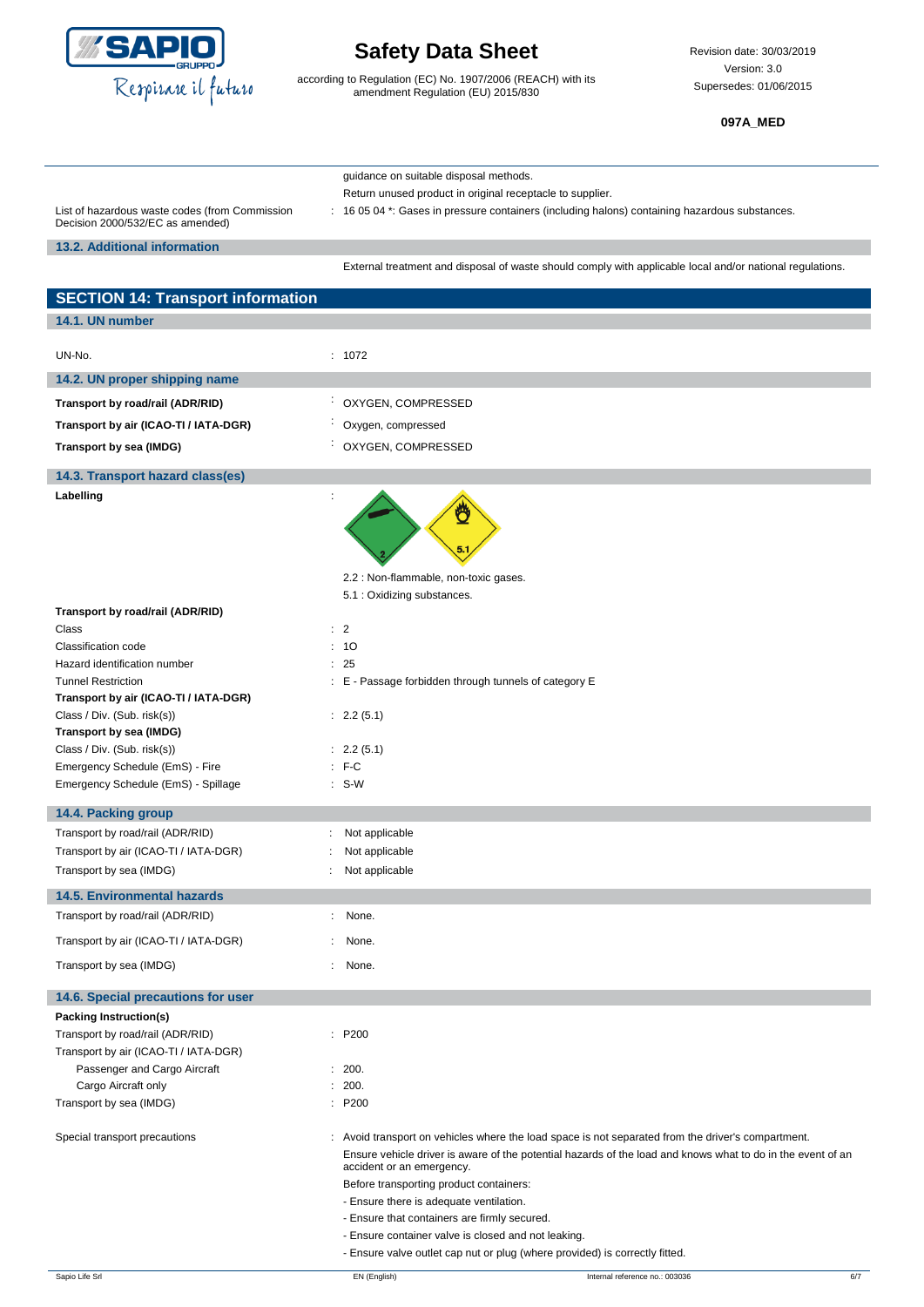guidance on suitable disposal methods.

Return unused product in original receptacle to supplier.

| | |
|---|---|
| List of hazardous waste codes (from Commission Decision 2000/532/EC as amended) | : 16 05 04 *: Gases in pressure containers (including halons) containing hazardous substances. |

### 13.2. Additional information

External treatment and disposal of waste should comply with applicable local and/or national regulations.

## SECTION 14: Transport information

### 14.1. UN number

| | |
|---|---|
| UN-No. | : 1072 |

### 14.2. UN proper shipping name

| | |
|---|---|
| **Transport by road/rail (ADR/RID)** | : OXYGEN, COMPRESSED |
| **Transport by air (ICAO-TI / IATA-DGR)** | : Oxygen, compressed |
| **Transport by sea (IMDG)** | : OXYGEN, COMPRESSED |

### 14.3. Transport hazard class(es)

**Labelling** :

2.2 : Non-flammable, non-toxic gases.

5.1 : Oxidizing substances.

| | |
|---|---|
| **Transport by road/rail (ADR/RID)** | |
| Class | : 2 |
| Classification code | : 1O |
| Hazard identification number | : 25 |
| Tunnel Restriction | : E - Passage forbidden through tunnels of category E |
| **Transport by air (ICAO-TI / IATA-DGR)** | |
| Class / Div. (Sub. risk(s)) | : 2.2 (5.1) |
| **Transport by sea (IMDG)** | |
| Class / Div. (Sub. risk(s)) | : 2.2 (5.1) |
| Emergency Schedule (EmS) - Fire | : F-C |
| Emergency Schedule (EmS) - Spillage | : S-W |

### 14.4. Packing group

| | |
|---|---|
| Transport by road/rail (ADR/RID) | : Not applicable |
| Transport by air (ICAO-TI / IATA-DGR) | : Not applicable |
| Transport by sea (IMDG) | : Not applicable |

### 14.5. Environmental hazards

| | |
|---|---|
| Transport by road/rail (ADR/RID) | : None. |
| Transport by air (ICAO-TI / IATA-DGR) | : None. |
| Transport by sea (IMDG) | : None. |

### 14.6. Special precautions for user

| | |
|---|---|
| **Packing Instruction(s)** | |
| Transport by road/rail (ADR/RID) | : P200 |
| Transport by air (ICAO-TI / IATA-DGR) | |
| Passenger and Cargo Aircraft | : 200. |
| Cargo Aircraft only | : 200. |
| Transport by sea (IMDG) | : P200 |

Special transport precautions : Avoid transport on vehicles where the load space is not separated from the driver's compartment.

Ensure vehicle driver is aware of the potential hazards of the load and knows what to do in the event of an accident or an emergency.

Before transporting product containers:

- Ensure there is adequate ventilation.
- Ensure that containers are firmly secured.
- Ensure container valve is closed and not leaking.
- Ensure valve outlet cap nut or plug (where provided) is correctly fitted.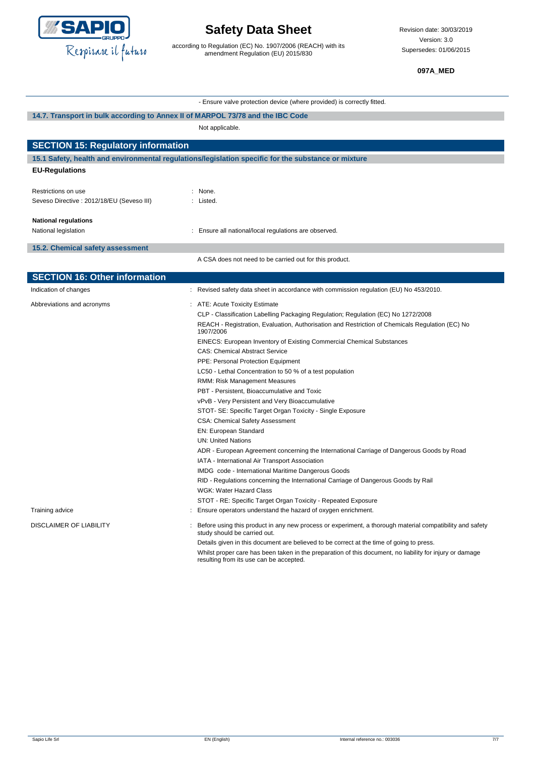- Ensure valve protection device (where provided) is correctly fitted.

### 14.7. Transport in bulk according to Annex II of MARPOL 73/78 and the IBC Code

Not applicable.

## SECTION 15: Regulatory information

### 15.1 Safety, health and environmental regulations/legislation specific for the substance or mixture

**EU-Regulations**

| | |
|---|---|
| Restrictions on use | : None. |
| Seveso Directive : 2012/18/EU (Seveso III) | : Listed. |

**National regulations**

| | |
|---|---|
| National legislation | : Ensure all national/local regulations are observed. |

### 15.2. Chemical safety assessment

A CSA does not need to be carried out for this product.

## SECTION 16: Other information

Indication of changes : Revised safety data sheet in accordance with commission regulation (EU) No 453/2010.

Abbreviations and acronyms :
- ATE: Acute Toxicity Estimate
- CLP - Classification Labelling Packaging Regulation; Regulation (EC) No 1272/2008
- REACH - Registration, Evaluation, Authorisation and Restriction of Chemicals Regulation (EC) No 1907/2006
- EINECS: European Inventory of Existing Commercial Chemical Substances
- CAS: Chemical Abstract Service
- PPE: Personal Protection Equipment
- LC50 - Lethal Concentration to 50 % of a test population
- RMM: Risk Management Measures
- PBT - Persistent, Bioaccumulative and Toxic
- vPvB - Very Persistent and Very Bioaccumulative
- STOT- SE: Specific Target Organ Toxicity - Single Exposure
- CSA: Chemical Safety Assessment
- EN: European Standard
- UN: United Nations
- ADR - European Agreement concerning the International Carriage of Dangerous Goods by Road
- IATA - International Air Transport Association
- IMDG code - International Maritime Dangerous Goods
- RID - Regulations concerning the International Carriage of Dangerous Goods by Rail
- WGK: Water Hazard Class
- STOT - RE: Specific Target Organ Toxicity - Repeated Exposure

Training advice : Ensure operators understand the hazard of oxygen enrichment.

DISCLAIMER OF LIABILITY : Before using this product in any new process or experiment, a thorough material compatibility and safety study should be carried out.

Details given in this document are believed to be correct at the time of going to press.

Whilst proper care has been taken in the preparation of this document, no liability for injury or damage resulting from its use can be accepted.